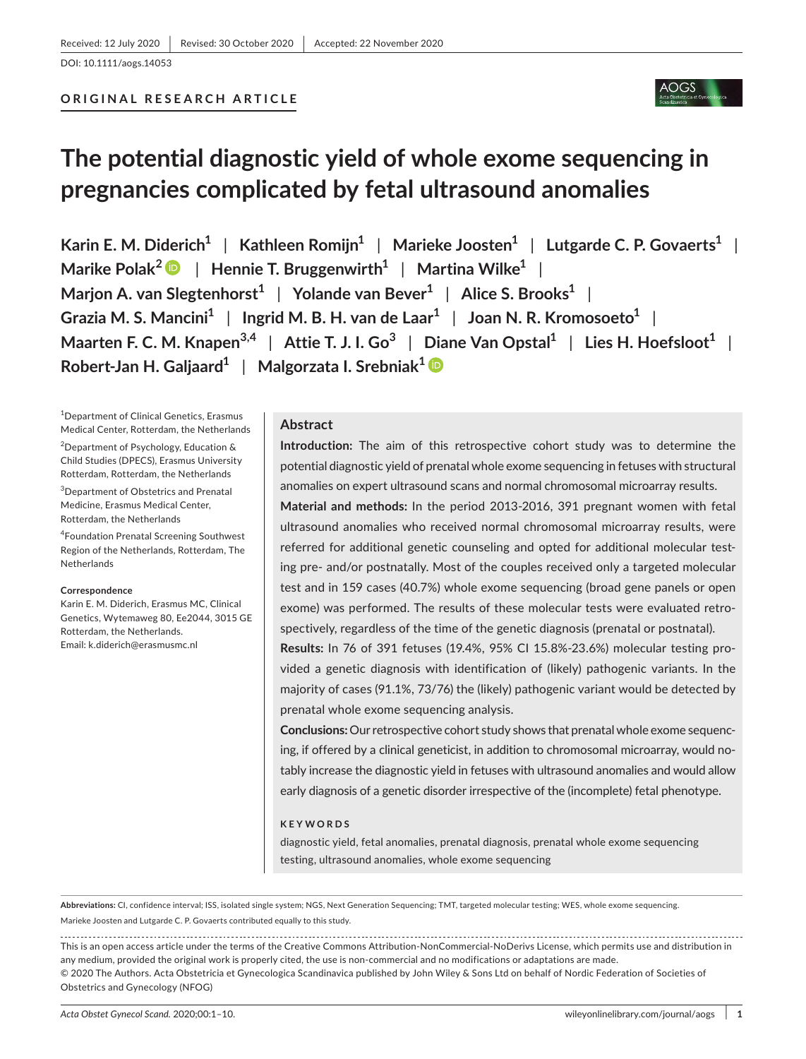Received: 12 July 2020 | Revised: 30 October 2020 | Accepted: 22 November 2020

DOI: 10.1111/aogs.14053

**ORIGINAL RESEARCH ARTICLE**

# The potential diagnostic yield of whole exome sequencing in pregnancies complicated by fetal ultrasound anomalies

**Karin E. M. Diderich[1] | Kathleen Romijn[1] | Marieke Joosten[1] | Lutgarde C. P. Govaerts[1] | Marike Polak[2] | Hennie T. Bruggenwirth[1] | Martina Wilke[1] | Marjon A. van Slegtenhorst[1] | Yolande van Bever[1] | Alice S. Brooks[1] | Grazia M. S. Mancini[1] | Ingrid M. B. H. van de Laar[1] | Joan N. R. Kromosoeto[1] | Maarten F. C. M. Knapen[3,4] | Attie T. J. I. Go[3] | Diane Van Opstal[1] | Lies H. Hoefsloot[1] | Robert-Jan H. Galjaard[1] | Malgorzata I. Srebniak[1]**

[1]Department of Clinical Genetics, Erasmus Medical Center, Rotterdam, the Netherlands

[2]Department of Psychology, Education & Child Studies (DPECS), Erasmus University Rotterdam, Rotterdam, the Netherlands

[3]Department of Obstetrics and Prenatal Medicine, Erasmus Medical Center, Rotterdam, the Netherlands

[4]Foundation Prenatal Screening Southwest Region of the Netherlands, Rotterdam, The Netherlands

**Correspondence**
Karin E. M. Diderich, Erasmus MC, Clinical Genetics, Wytemaweg 80, Ee2044, 3015 GE Rotterdam, the Netherlands.
Email: k.diderich@erasmusmc.nl

## Abstract

**Introduction:** The aim of this retrospective cohort study was to determine the potential diagnostic yield of prenatal whole exome sequencing in fetuses with structural anomalies on expert ultrasound scans and normal chromosomal microarray results.

**Material and methods:** In the period 2013-2016, 391 pregnant women with fetal ultrasound anomalies who received normal chromosomal microarray results, were referred for additional genetic counseling and opted for additional molecular testing pre- and/or postnatally. Most of the couples received only a targeted molecular test and in 159 cases (40.7%) whole exome sequencing (broad gene panels or open exome) was performed. The results of these molecular tests were evaluated retrospectively, regardless of the time of the genetic diagnosis (prenatal or postnatal).

**Results:** In 76 of 391 fetuses (19.4%, 95% CI 15.8%-23.6%) molecular testing provided a genetic diagnosis with identification of (likely) pathogenic variants. In the majority of cases (91.1%, 73/76) the (likely) pathogenic variant would be detected by prenatal whole exome sequencing analysis.

**Conclusions:** Our retrospective cohort study shows that prenatal whole exome sequencing, if offered by a clinical geneticist, in addition to chromosomal microarray, would notably increase the diagnostic yield in fetuses with ultrasound anomalies and would allow early diagnosis of a genetic disorder irrespective of the (incomplete) fetal phenotype.

**KEYWORDS**

diagnostic yield, fetal anomalies, prenatal diagnosis, prenatal whole exome sequencing testing, ultrasound anomalies, whole exome sequencing

**Abbreviations:** CI, confidence interval; ISS, isolated single system; NGS, Next Generation Sequencing; TMT, targeted molecular testing; WES, whole exome sequencing.

Marieke Joosten and Lutgarde C. P. Govaerts contributed equally to this study.

This is an open access article under the terms of the Creative Commons Attribution-NonCommercial-NoDerivs License, which permits use and distribution in any medium, provided the original work is properly cited, the use is non-commercial and no modifications or adaptations are made.
© 2020 The Authors. Acta Obstetricia et Gynecologica Scandinavica published by John Wiley & Sons Ltd on behalf of Nordic Federation of Societies of Obstetrics and Gynecology (NFOG)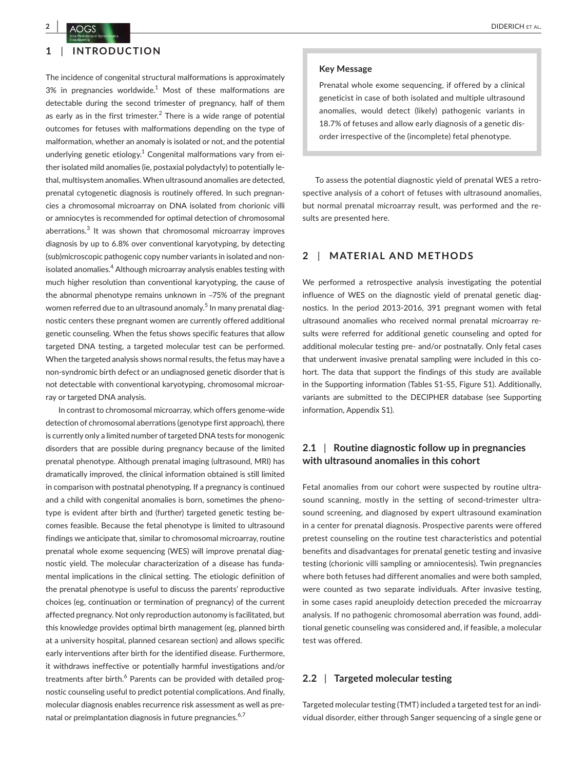## 1 | INTRODUCTION

The incidence of congenital structural malformations is approximately 3% in pregnancies worldwide.[1] Most of these malformations are detectable during the second trimester of pregnancy, half of them as early as in the first trimester.[2] There is a wide range of potential outcomes for fetuses with malformations depending on the type of malformation, whether an anomaly is isolated or not, and the potential underlying genetic etiology.[1] Congenital malformations vary from either isolated mild anomalies (ie, postaxial polydactyly) to potentially lethal, multisystem anomalies. When ultrasound anomalies are detected, prenatal cytogenetic diagnosis is routinely offered. In such pregnancies a chromosomal microarray on DNA isolated from chorionic villi or amniocytes is recommended for optimal detection of chromosomal aberrations.[3] It was shown that chromosomal microarray improves diagnosis by up to 6.8% over conventional karyotyping, by detecting (sub)microscopic pathogenic copy number variants in isolated and non-isolated anomalies.[4] Although microarray analysis enables testing with much higher resolution than conventional karyotyping, the cause of the abnormal phenotype remains unknown in ~75% of the pregnant women referred due to an ultrasound anomaly.[5] In many prenatal diagnostic centers these pregnant women are currently offered additional genetic counseling. When the fetus shows specific features that allow targeted DNA testing, a targeted molecular test can be performed. When the targeted analysis shows normal results, the fetus may have a non-syndromic birth defect or an undiagnosed genetic disorder that is not detectable with conventional karyotyping, chromosomal microarray or targeted DNA analysis.

In contrast to chromosomal microarray, which offers genome-wide detection of chromosomal aberrations (genotype first approach), there is currently only a limited number of targeted DNA tests for monogenic disorders that are possible during pregnancy because of the limited prenatal phenotype. Although prenatal imaging (ultrasound, MRI) has dramatically improved, the clinical information obtained is still limited in comparison with postnatal phenotyping. If a pregnancy is continued and a child with congenital anomalies is born, sometimes the phenotype is evident after birth and (further) targeted genetic testing becomes feasible. Because the fetal phenotype is limited to ultrasound findings we anticipate that, similar to chromosomal microarray, routine prenatal whole exome sequencing (WES) will improve prenatal diagnostic yield. The molecular characterization of a disease has fundamental implications in the clinical setting. The etiologic definition of the prenatal phenotype is useful to discuss the parents' reproductive choices (eg, continuation or termination of pregnancy) of the current affected pregnancy. Not only reproduction autonomy is facilitated, but this knowledge provides optimal birth management (eg, planned birth at a university hospital, planned cesarean section) and allows specific early interventions after birth for the identified disease. Furthermore, it withdraws ineffective or potentially harmful investigations and/or treatments after birth.[6] Parents can be provided with detailed prognostic counseling useful to predict potential complications. And finally, molecular diagnosis enables recurrence risk assessment as well as prenatal or preimplantation diagnosis in future pregnancies.[6,7]

> **Key Message**
>
> Prenatal whole exome sequencing, if offered by a clinical geneticist in case of both isolated and multiple ultrasound anomalies, would detect (likely) pathogenic variants in 18.7% of fetuses and allow early diagnosis of a genetic disorder irrespective of the (incomplete) fetal phenotype.

To assess the potential diagnostic yield of prenatal WES a retrospective analysis of a cohort of fetuses with ultrasound anomalies, but normal prenatal microarray result, was performed and the results are presented here.

## 2 | MATERIAL AND METHODS

We performed a retrospective analysis investigating the potential influence of WES on the diagnostic yield of prenatal genetic diagnostics. In the period 2013-2016, 391 pregnant women with fetal ultrasound anomalies who received normal prenatal microarray results were referred for additional genetic counseling and opted for additional molecular testing pre- and/or postnatally. Only fetal cases that underwent invasive prenatal sampling were included in this cohort. The data that support the findings of this study are available in the Supporting information (Tables S1-S5, Figure S1). Additionally, variants are submitted to the DECIPHER database (see Supporting information, Appendix S1).

### 2.1 | Routine diagnostic follow up in pregnancies with ultrasound anomalies in this cohort

Fetal anomalies from our cohort were suspected by routine ultrasound scanning, mostly in the setting of second-trimester ultrasound screening, and diagnosed by expert ultrasound examination in a center for prenatal diagnosis. Prospective parents were offered pretest counseling on the routine test characteristics and potential benefits and disadvantages for prenatal genetic testing and invasive testing (chorionic villi sampling or amniocentesis). Twin pregnancies where both fetuses had different anomalies and were both sampled, were counted as two separate individuals. After invasive testing, in some cases rapid aneuploidy detection preceded the microarray analysis. If no pathogenic chromosomal aberration was found, additional genetic counseling was considered and, if feasible, a molecular test was offered.

### 2.2 | Targeted molecular testing

Targeted molecular testing (TMT) included a targeted test for an individual disorder, either through Sanger sequencing of a single gene or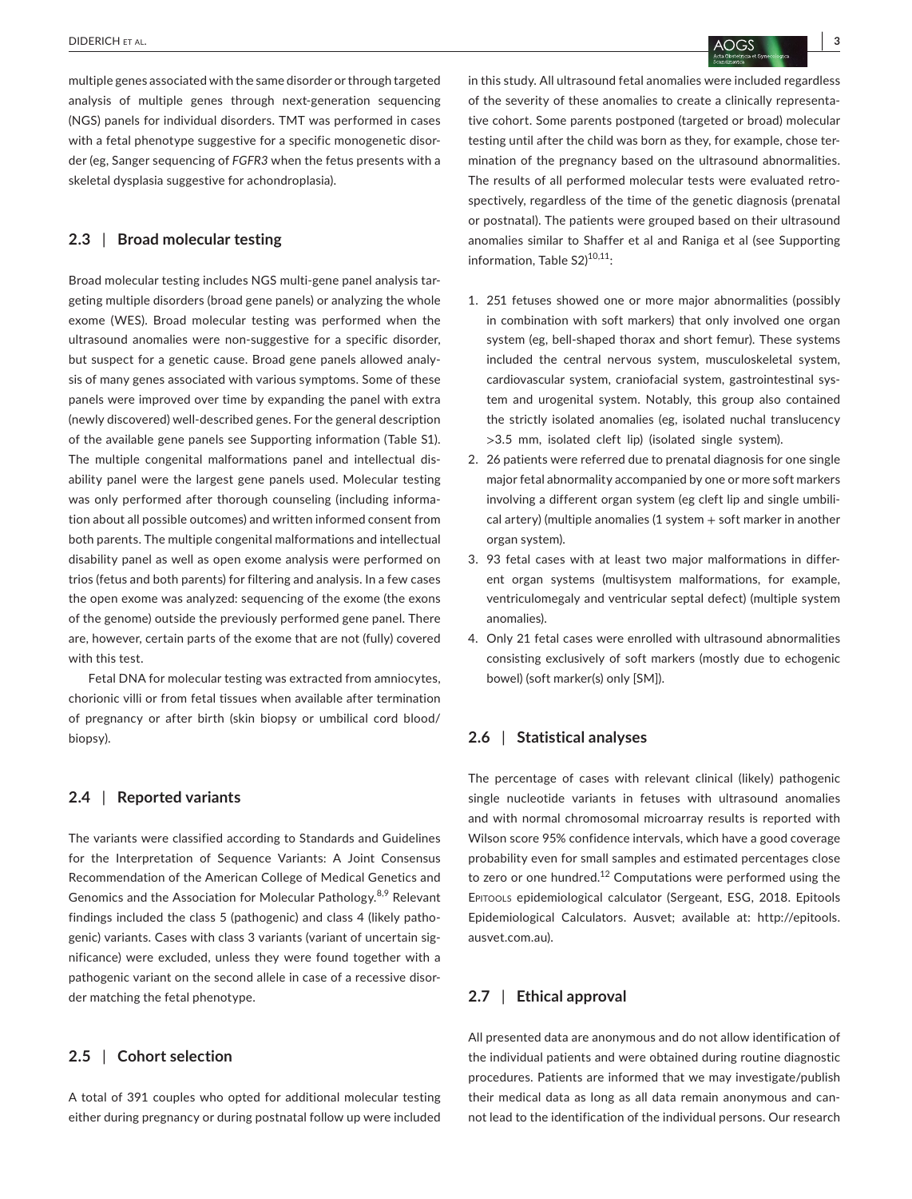multiple genes associated with the same disorder or through targeted analysis of multiple genes through next-generation sequencing (NGS) panels for individual disorders. TMT was performed in cases with a fetal phenotype suggestive for a specific monogenetic disorder (eg, Sanger sequencing of *FGFR3* when the fetus presents with a skeletal dysplasia suggestive for achondroplasia).

### 2.3 | Broad molecular testing

Broad molecular testing includes NGS multi-gene panel analysis targeting multiple disorders (broad gene panels) or analyzing the whole exome (WES). Broad molecular testing was performed when the ultrasound anomalies were non-suggestive for a specific disorder, but suspect for a genetic cause. Broad gene panels allowed analysis of many genes associated with various symptoms. Some of these panels were improved over time by expanding the panel with extra (newly discovered) well-described genes. For the general description of the available gene panels see Supporting information (Table S1). The multiple congenital malformations panel and intellectual disability panel were the largest gene panels used. Molecular testing was only performed after thorough counseling (including information about all possible outcomes) and written informed consent from both parents. The multiple congenital malformations and intellectual disability panel as well as open exome analysis were performed on trios (fetus and both parents) for filtering and analysis. In a few cases the open exome was analyzed: sequencing of the exome (the exons of the genome) outside the previously performed gene panel. There are, however, certain parts of the exome that are not (fully) covered with this test.

Fetal DNA for molecular testing was extracted from amniocytes, chorionic villi or from fetal tissues when available after termination of pregnancy or after birth (skin biopsy or umbilical cord blood/biopsy).

### 2.4 | Reported variants

The variants were classified according to Standards and Guidelines for the Interpretation of Sequence Variants: A Joint Consensus Recommendation of the American College of Medical Genetics and Genomics and the Association for Molecular Pathology.[8,9] Relevant findings included the class 5 (pathogenic) and class 4 (likely pathogenic) variants. Cases with class 3 variants (variant of uncertain significance) were excluded, unless they were found together with a pathogenic variant on the second allele in case of a recessive disorder matching the fetal phenotype.

### 2.5 | Cohort selection

A total of 391 couples who opted for additional molecular testing either during pregnancy or during postnatal follow up were included in this study. All ultrasound fetal anomalies were included regardless of the severity of these anomalies to create a clinically representative cohort. Some parents postponed (targeted or broad) molecular testing until after the child was born as they, for example, chose termination of the pregnancy based on the ultrasound abnormalities. The results of all performed molecular tests were evaluated retrospectively, regardless of the time of the genetic diagnosis (prenatal or postnatal). The patients were grouped based on their ultrasound anomalies similar to Shaffer et al and Raniga et al (see Supporting information, Table S2)[10,11]:

1. 251 fetuses showed one or more major abnormalities (possibly in combination with soft markers) that only involved one organ system (eg, bell-shaped thorax and short femur). These systems included the central nervous system, musculoskeletal system, cardiovascular system, craniofacial system, gastrointestinal system and urogenital system. Notably, this group also contained the strictly isolated anomalies (eg, isolated nuchal translucency >3.5 mm, isolated cleft lip) (isolated single system).
2. 26 patients were referred due to prenatal diagnosis for one single major fetal abnormality accompanied by one or more soft markers involving a different organ system (eg cleft lip and single umbilical artery) (multiple anomalies (1 system + soft marker in another organ system).
3. 93 fetal cases with at least two major malformations in different organ systems (multisystem malformations, for example, ventriculomegaly and ventricular septal defect) (multiple system anomalies).
4. Only 21 fetal cases were enrolled with ultrasound abnormalities consisting exclusively of soft markers (mostly due to echogenic bowel) (soft marker(s) only [SM]).

### 2.6 | Statistical analyses

The percentage of cases with relevant clinical (likely) pathogenic single nucleotide variants in fetuses with ultrasound anomalies and with normal chromosomal microarray results is reported with Wilson score 95% confidence intervals, which have a good coverage probability even for small samples and estimated percentages close to zero or one hundred.[12] Computations were performed using the Epitools epidemiological calculator (Sergeant, ESG, 2018. Epitools Epidemiological Calculators. Ausvet; available at: http://epitools.ausvet.com.au).

### 2.7 | Ethical approval

All presented data are anonymous and do not allow identification of the individual patients and were obtained during routine diagnostic procedures. Patients are informed that we may investigate/publish their medical data as long as all data remain anonymous and cannot lead to the identification of the individual persons. Our research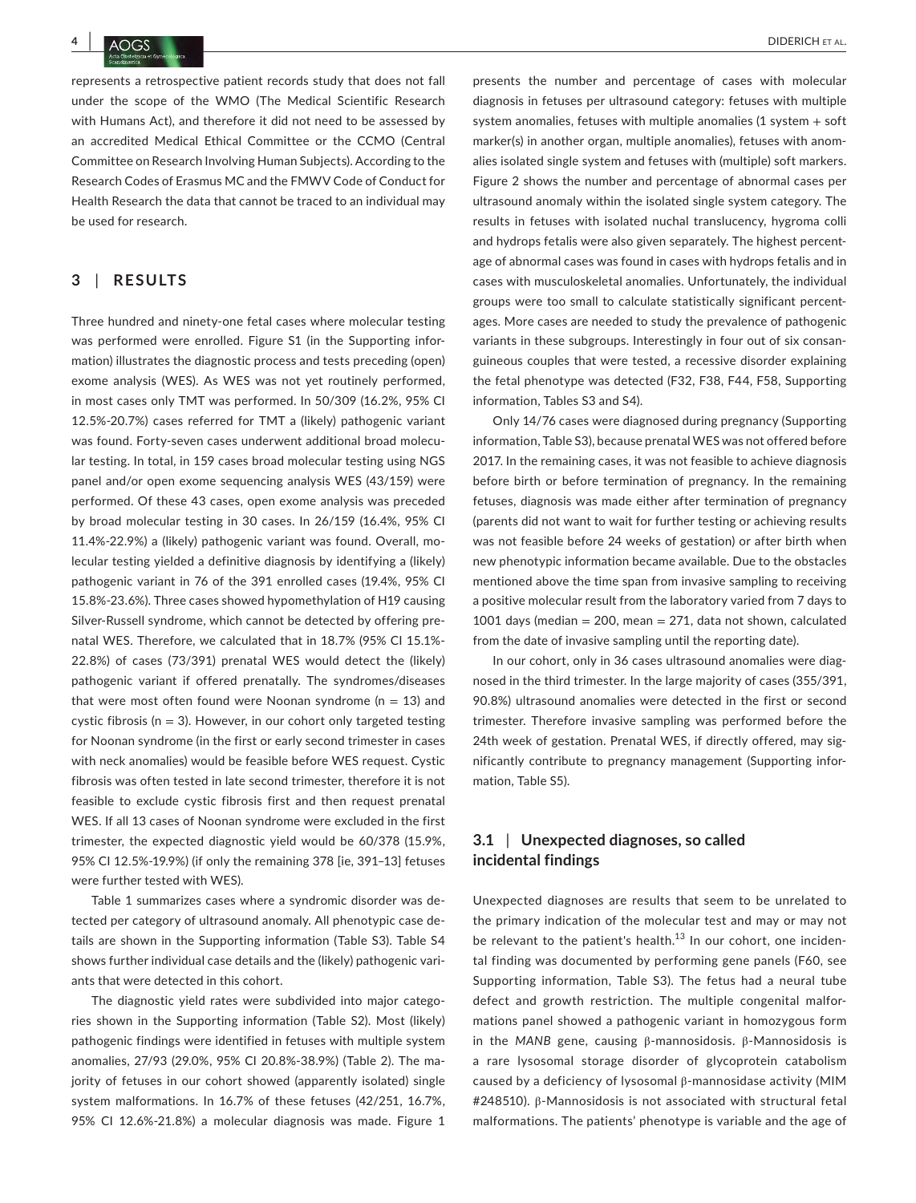represents a retrospective patient records study that does not fall under the scope of the WMO (The Medical Scientific Research with Humans Act), and therefore it did not need to be assessed by an accredited Medical Ethical Committee or the CCMO (Central Committee on Research Involving Human Subjects). According to the Research Codes of Erasmus MC and the FMWV Code of Conduct for Health Research the data that cannot be traced to an individual may be used for research.

## 3 | RESULTS

Three hundred and ninety-one fetal cases where molecular testing was performed were enrolled. Figure S1 (in the Supporting information) illustrates the diagnostic process and tests preceding (open) exome analysis (WES). As WES was not yet routinely performed, in most cases only TMT was performed. In 50/309 (16.2%, 95% CI 12.5%-20.7%) cases referred for TMT a (likely) pathogenic variant was found. Forty-seven cases underwent additional broad molecular testing. In total, in 159 cases broad molecular testing using NGS panel and/or open exome sequencing analysis WES (43/159) were performed. Of these 43 cases, open exome analysis was preceded by broad molecular testing in 30 cases. In 26/159 (16.4%, 95% CI 11.4%-22.9%) a (likely) pathogenic variant was found. Overall, molecular testing yielded a definitive diagnosis by identifying a (likely) pathogenic variant in 76 of the 391 enrolled cases (19.4%, 95% CI 15.8%-23.6%). Three cases showed hypomethylation of H19 causing Silver-Russell syndrome, which cannot be detected by offering prenatal WES. Therefore, we calculated that in 18.7% (95% CI 15.1%-22.8%) of cases (73/391) prenatal WES would detect the (likely) pathogenic variant if offered prenatally. The syndromes/diseases that were most often found were Noonan syndrome (n = 13) and cystic fibrosis (n = 3). However, in our cohort only targeted testing for Noonan syndrome (in the first or early second trimester in cases with neck anomalies) would be feasible before WES request. Cystic fibrosis was often tested in late second trimester, therefore it is not feasible to exclude cystic fibrosis first and then request prenatal WES. If all 13 cases of Noonan syndrome were excluded in the first trimester, the expected diagnostic yield would be 60/378 (15.9%, 95% CI 12.5%-19.9%) (if only the remaining 378 [ie, 391–13] fetuses were further tested with WES).

Table 1 summarizes cases where a syndromic disorder was detected per category of ultrasound anomaly. All phenotypic case details are shown in the Supporting information (Table S3). Table S4 shows further individual case details and the (likely) pathogenic variants that were detected in this cohort.

The diagnostic yield rates were subdivided into major categories shown in the Supporting information (Table S2). Most (likely) pathogenic findings were identified in fetuses with multiple system anomalies, 27/93 (29.0%, 95% CI 20.8%-38.9%) (Table 2). The majority of fetuses in our cohort showed (apparently isolated) single system malformations. In 16.7% of these fetuses (42/251, 16.7%, 95% CI 12.6%-21.8%) a molecular diagnosis was made. Figure 1 presents the number and percentage of cases with molecular diagnosis in fetuses per ultrasound category: fetuses with multiple system anomalies, fetuses with multiple anomalies (1 system + soft marker(s) in another organ, multiple anomalies), fetuses with anomalies isolated single system and fetuses with (multiple) soft markers. Figure 2 shows the number and percentage of abnormal cases per ultrasound anomaly within the isolated single system category. The results in fetuses with isolated nuchal translucency, hygroma colli and hydrops fetalis were also given separately. The highest percentage of abnormal cases was found in cases with hydrops fetalis and in cases with musculoskeletal anomalies. Unfortunately, the individual groups were too small to calculate statistically significant percentages. More cases are needed to study the prevalence of pathogenic variants in these subgroups. Interestingly in four out of six consanguineous couples that were tested, a recessive disorder explaining the fetal phenotype was detected (F32, F38, F44, F58, Supporting information, Tables S3 and S4).

Only 14/76 cases were diagnosed during pregnancy (Supporting information, Table S3), because prenatal WES was not offered before 2017. In the remaining cases, it was not feasible to achieve diagnosis before birth or before termination of pregnancy. In the remaining fetuses, diagnosis was made either after termination of pregnancy (parents did not want to wait for further testing or achieving results was not feasible before 24 weeks of gestation) or after birth when new phenotypic information became available. Due to the obstacles mentioned above the time span from invasive sampling to receiving a positive molecular result from the laboratory varied from 7 days to 1001 days (median = 200, mean = 271, data not shown, calculated from the date of invasive sampling until the reporting date).

In our cohort, only in 36 cases ultrasound anomalies were diagnosed in the third trimester. In the large majority of cases (355/391, 90.8%) ultrasound anomalies were detected in the first or second trimester. Therefore invasive sampling was performed before the 24th week of gestation. Prenatal WES, if directly offered, may significantly contribute to pregnancy management (Supporting information, Table S5).

### 3.1 | Unexpected diagnoses, so called incidental findings

Unexpected diagnoses are results that seem to be unrelated to the primary indication of the molecular test and may or may not be relevant to the patient's health.[13] In our cohort, one incidental finding was documented by performing gene panels (F60, see Supporting information, Table S3). The fetus had a neural tube defect and growth restriction. The multiple congenital malformations panel showed a pathogenic variant in homozygous form in the *MANB* gene, causing β-mannosidosis. β-Mannosidosis is a rare lysosomal storage disorder of glycoprotein catabolism caused by a deficiency of lysosomal β-mannosidase activity (MIM #248510). β-Mannosidosis is not associated with structural fetal malformations. The patients' phenotype is variable and the age of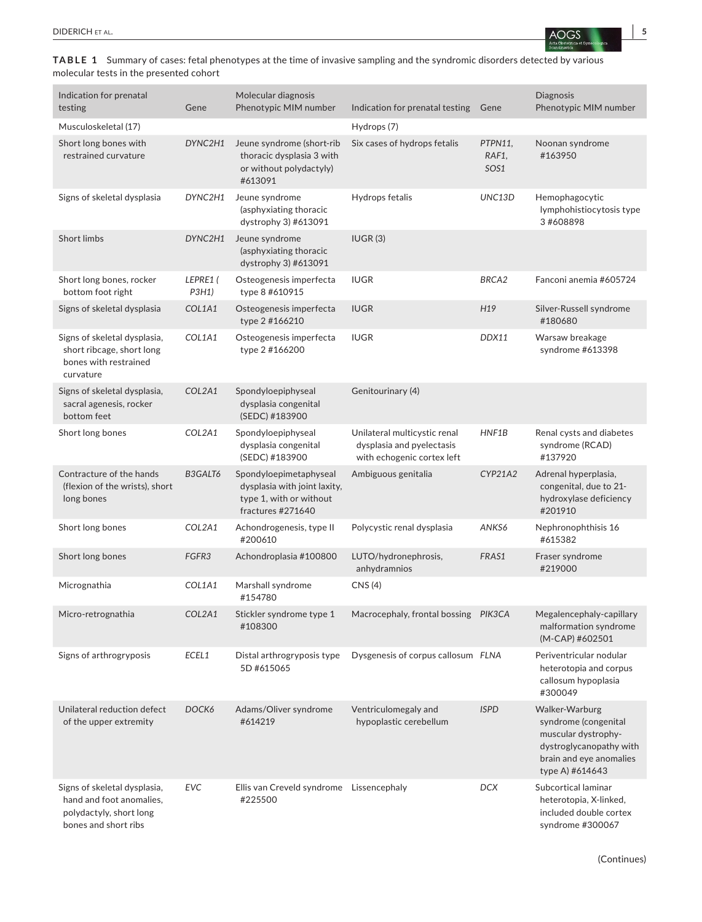**TABLE 1** Summary of cases: fetal phenotypes at the time of invasive sampling and the syndromic disorders detected by various molecular tests in the presented cohort

| Indication for prenatal testing | Gene | Molecular diagnosis Phenotypic MIM number | Indication for prenatal testing | Gene | Diagnosis Phenotypic MIM number |
|---|---|---|---|---|---|
| Musculoskeletal (17) | | | Hydrops (7) | | |
| Short long bones with restrained curvature | *DYNC2H1* | Jeune syndrome (short-rib thoracic dysplasia 3 with or without polydactyly) #613091 | Six cases of hydrops fetalis | *PTPN11, RAF1, SOS1* | Noonan syndrome #163950 |
| Signs of skeletal dysplasia | *DYNC2H1* | Jeune syndrome (asphyxiating thoracic dystrophy 3) #613091 | Hydrops fetalis | *UNC13D* | Hemophagocytic lymphohistiocytosis type 3 #608898 |
| Short limbs | *DYNC2H1* | Jeune syndrome (asphyxiating thoracic dystrophy 3) #613091 | IUGR (3) | | |
| Short long bones, rocker bottom foot right | *LEPRE1 ( P3H1)* | Osteogenesis imperfecta type 8 #610915 | IUGR | *BRCA2* | Fanconi anemia #605724 |
| Signs of skeletal dysplasia | *COL1A1* | Osteogenesis imperfecta type 2 #166210 | IUGR | *H19* | Silver-Russell syndrome #180680 |
| Signs of skeletal dysplasia, short ribcage, short long bones with restrained curvature | *COL1A1* | Osteogenesis imperfecta type 2 #166200 | IUGR | *DDX11* | Warsaw breakage syndrome #613398 |
| Signs of skeletal dysplasia, sacral agenesis, rocker bottom feet | *COL2A1* | Spondyloepiphyseal dysplasia congenital (SEDC) #183900 | Genitourinary (4) | | |
| Short long bones | *COL2A1* | Spondyloepiphyseal dysplasia congenital (SEDC) #183900 | Unilateral multicystic renal dysplasia and pyelectasis with echogenic cortex left | *HNF1B* | Renal cysts and diabetes syndrome (RCAD) #137920 |
| Contracture of the hands (flexion of the wrists), short long bones | *B3GALT6* | Spondyloepimetaphyseal dysplasia with joint laxity, type 1, with or without fractures #271640 | Ambiguous genitalia | *CYP21A2* | Adrenal hyperplasia, congenital, due to 21-hydroxylase deficiency #201910 |
| Short long bones | *COL2A1* | Achondrogenesis, type II #200610 | Polycystic renal dysplasia | *ANKS6* | Nephronophthisis 16 #615382 |
| Short long bones | *FGFR3* | Achondroplasia #100800 | LUTO/hydronephrosis, anhydramnios | *FRAS1* | Fraser syndrome #219000 |
| Micrognathia | *COL1A1* | Marshall syndrome #154780 | CNS (4) | | |
| Micro-retrognathia | *COL2A1* | Stickler syndrome type 1 #108300 | Macrocephaly, frontal bossing | *PIK3CA* | Megalencephaly-capillary malformation syndrome (M-CAP) #602501 |
| Signs of arthrogryposis | *ECEL1* | Distal arthrogryposis type 5D #615065 | Dysgenesis of corpus callosum | *FLNA* | Periventricular nodular heterotopia and corpus callosum hypoplasia #300049 |
| Unilateral reduction defect of the upper extremity | *DOCK6* | Adams/Oliver syndrome #614219 | Ventriculomegaly and hypoplastic cerebellum | *ISPD* | Walker-Warburg syndrome (congenital muscular dystrophy-dystroglycanopathy with brain and eye anomalies type A) #614643 |
| Signs of skeletal dysplasia, hand and foot anomalies, polydactyly, short long bones and short ribs | *EVC* | Ellis van Creveld syndrome #225500 | Lissencephaly | *DCX* | Subcortical laminar heterotopia, X-linked, included double cortex syndrome #300067 |

(Continues)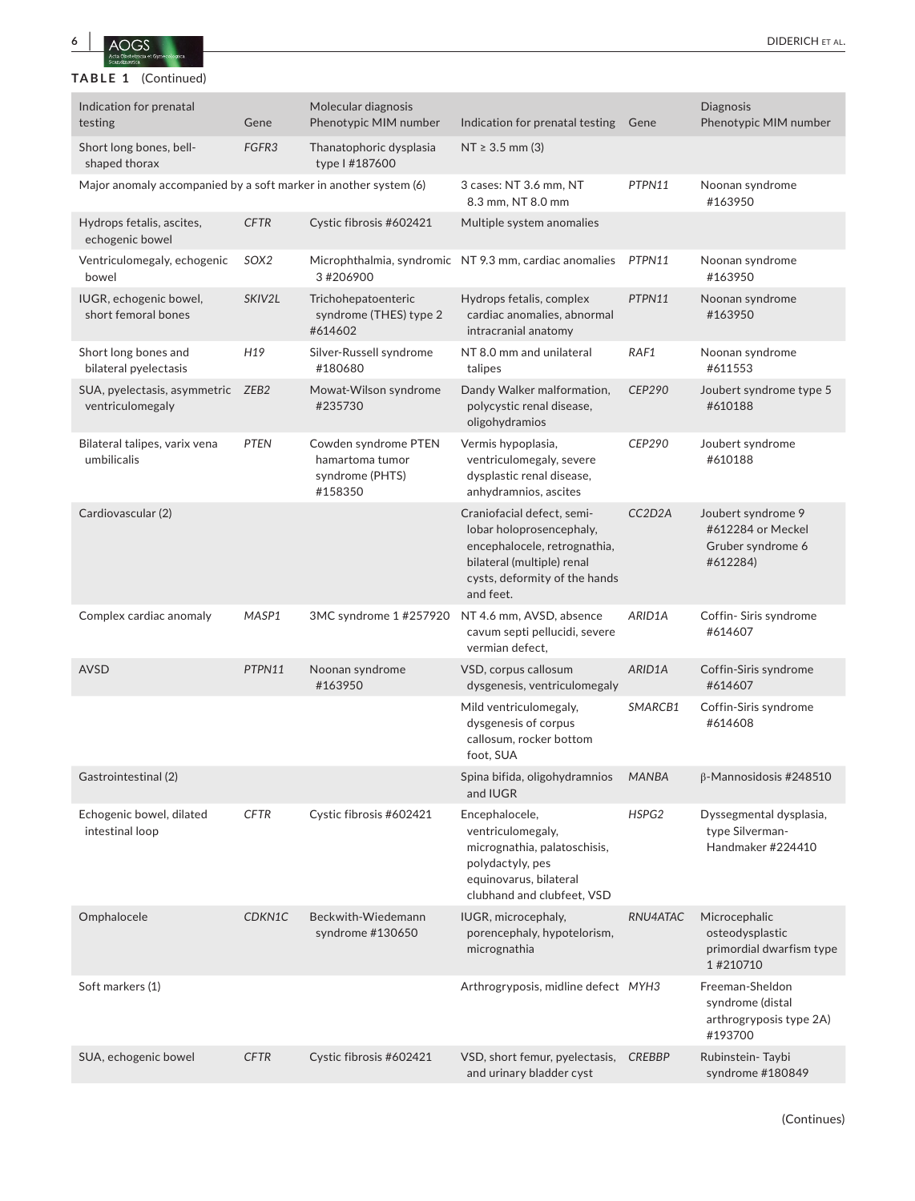**TABLE 1** (Continued)

| Indication for prenatal testing | Gene | Molecular diagnosis Phenotypic MIM number | Indication for prenatal testing | Gene | Diagnosis Phenotypic MIM number |
|---|---|---|---|---|---|
| Short long bones, bell-shaped thorax | *FGFR3* | Thanatophoric dysplasia type I #187600 | NT ≥ 3.5 mm (3) | | |
| Major anomaly accompanied by a soft marker in another system (6) | | | 3 cases: NT 3.6 mm, NT 8.3 mm, NT 8.0 mm | *PTPN11* | Noonan syndrome #163950 |
| Hydrops fetalis, ascites, echogenic bowel | *CFTR* | Cystic fibrosis #602421 | Multiple system anomalies | | |
| Ventriculomegaly, echogenic bowel | *SOX2* | Microphthalmia, syndromic 3 #206900 | NT 9.3 mm, cardiac anomalies | *PTPN11* | Noonan syndrome #163950 |
| IUGR, echogenic bowel, short femoral bones | *SKIV2L* | Trichohepatoenteric syndrome (THES) type 2 #614602 | Hydrops fetalis, complex cardiac anomalies, abnormal intracranial anatomy | *PTPN11* | Noonan syndrome #163950 |
| Short long bones and bilateral pyelectasis | *H19* | Silver-Russell syndrome #180680 | NT 8.0 mm and unilateral talipes | *RAF1* | Noonan syndrome #611553 |
| SUA, pyelectasis, asymmetric ventriculomegaly | *ZEB2* | Mowat-Wilson syndrome #235730 | Dandy Walker malformation, polycystic renal disease, oligohydramios | *CEP290* | Joubert syndrome type 5 #610188 |
| Bilateral talipes, varix vena umbilicalis | *PTEN* | Cowden syndrome PTEN hamartoma tumor syndrome (PHTS) #158350 | Vermis hypoplasia, ventriculomegaly, severe dysplastic renal disease, anhydramnios, ascites | *CEP290* | Joubert syndrome #610188 |
| Cardiovascular (2) | | | Craniofacial defect, semi-lobar holoprosencephaly, encephalocele, retrognathia, bilateral (multiple) renal cysts, deformity of the hands and feet. | *CC2D2A* | Joubert syndrome 9 #612284 or Meckel Gruber syndrome 6 #612284) |
| Complex cardiac anomaly | *MASP1* | 3MC syndrome 1 #257920 | NT 4.6 mm, AVSD, absence cavum septi pellucidi, severe vermian defect, | *ARID1A* | Coffin- Siris syndrome #614607 |
| AVSD | *PTPN11* | Noonan syndrome #163950 | VSD, corpus callosum dysgenesis, ventriculomegaly | *ARID1A* | Coffin-Siris syndrome #614607 |
| | | | Mild ventriculomegaly, dysgenesis of corpus callosum, rocker bottom foot, SUA | *SMARCB1* | Coffin-Siris syndrome #614608 |
| Gastrointestinal (2) | | | Spina bifida, oligohydramnios and IUGR | *MANBA* | β-Mannosidosis #248510 |
| Echogenic bowel, dilated intestinal loop | *CFTR* | Cystic fibrosis #602421 | Encephalocele, ventriculomegaly, micrognathia, palatoschisis, polydactyly, pes equinovarus, bilateral clubhand and clubfeet, VSD | *HSPG2* | Dyssegmental dysplasia, type Silverman-Handmaker #224410 |
| Omphalocele | *CDKN1C* | Beckwith-Wiedemann syndrome #130650 | IUGR, microcephaly, porencephaly, hypotelorism, micrognathia | *RNU4ATAC* | Microcephalic osteodysplastic primordial dwarfism type 1 #210710 |
| Soft markers (1) | | | Arthrogryposis, midline defect | *MYH3* | Freeman-Sheldon syndrome (distal arthrogryposis type 2A) #193700 |
| SUA, echogenic bowel | *CFTR* | Cystic fibrosis #602421 | VSD, short femur, pyelectasis, and urinary bladder cyst | *CREBBP* | Rubinstein- Taybi syndrome #180849 |

(Continues)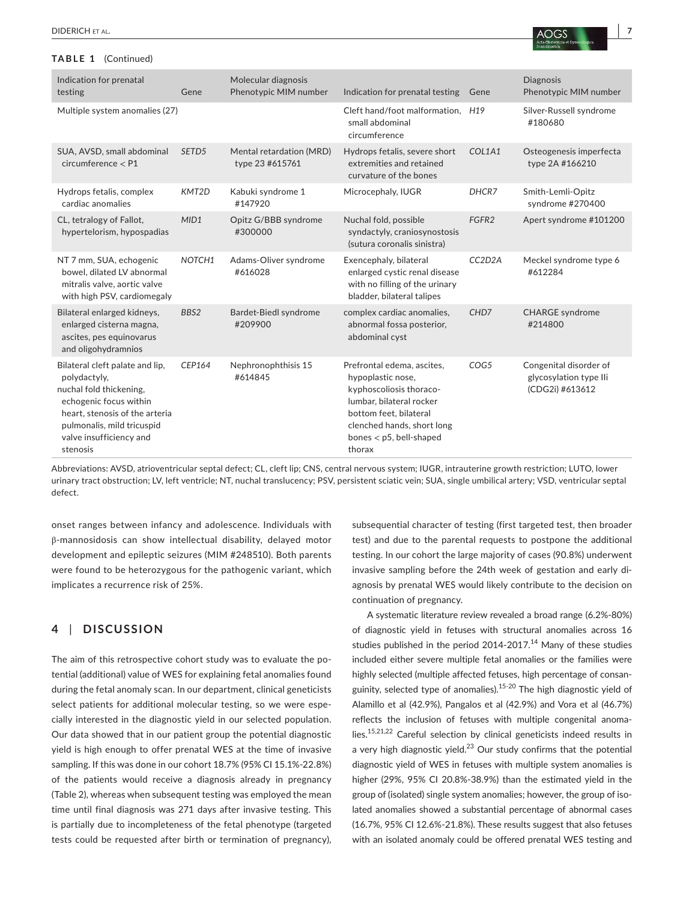**TABLE 1** (Continued)

| Indication for prenatal testing | Gene | Molecular diagnosis Phenotypic MIM number | Indication for prenatal testing | Gene | Diagnosis Phenotypic MIM number |
|---|---|---|---|---|---|
| Multiple system anomalies (27) | | | Cleft hand/foot malformation, small abdominal circumference | *H19* | Silver-Russell syndrome #180680 |
| SUA, AVSD, small abdominal circumference < P1 | *SETD5* | Mental retardation (MRD) type 23 #615761 | Hydrops fetalis, severe short extremities and retained curvature of the bones | *COL1A1* | Osteogenesis imperfecta type 2A #166210 |
| Hydrops fetalis, complex cardiac anomalies | *KMT2D* | Kabuki syndrome 1 #147920 | Microcephaly, IUGR | *DHCR7* | Smith-Lemli-Opitz syndrome #270400 |
| CL, tetralogy of Fallot, hypertelorism, hypospadias | *MID1* | Opitz G/BBB syndrome #300000 | Nuchal fold, possible syndactyly, craniosynostosis (sutura coronalis sinistra) | *FGFR2* | Apert syndrome #101200 |
| NT 7 mm, SUA, echogenic bowel, dilated LV abnormal mitralis valve, aortic valve with high PSV, cardiomegaly | *NOTCH1* | Adams-Oliver syndrome #616028 | Exencephaly, bilateral enlarged cystic renal disease with no filling of the urinary bladder, bilateral talipes | *CC2D2A* | Meckel syndrome type 6 #612284 |
| Bilateral enlarged kidneys, enlarged cisterna magna, ascites, pes equinovarus and oligohydramnios | *BBS2* | Bardet-Biedl syndrome #209900 | complex cardiac anomalies, abnormal fossa posterior, abdominal cyst | *CHD7* | CHARGE syndrome #214800 |
| Bilateral cleft palate and lip, polydactyly, nuchal fold thickening, echogenic focus within heart, stenosis of the arteria pulmonalis, mild tricuspid valve insufficiency and stenosis | *CEP164* | Nephronophthisis 15 #614845 | Prefrontal edema, ascites, hypoplastic nose, kyphoscoliosis thoraco-lumbar, bilateral rocker bottom feet, bilateral clenched hands, short long bones < p5, bell-shaped thorax | *COG5* | Congenital disorder of glycosylation type IIi (CDG2i) #613612 |

Abbreviations: AVSD, atrioventricular septal defect; CL, cleft lip; CNS, central nervous system; IUGR, intrauterine growth restriction; LUTO, lower urinary tract obstruction; LV, left ventricle; NT, nuchal translucency; PSV, persistent sciatic vein; SUA, single umbilical artery; VSD, ventricular septal defect.

onset ranges between infancy and adolescence. Individuals with β-mannosidosis can show intellectual disability, delayed motor development and epileptic seizures (MIM #248510). Both parents were found to be heterozygous for the pathogenic variant, which implicates a recurrence risk of 25%.

## 4 | DISCUSSION

The aim of this retrospective cohort study was to evaluate the potential (additional) value of WES for explaining fetal anomalies found during the fetal anomaly scan. In our department, clinical geneticists select patients for additional molecular testing, so we were especially interested in the diagnostic yield in our selected population. Our data showed that in our patient group the potential diagnostic yield is high enough to offer prenatal WES at the time of invasive sampling. If this was done in our cohort 18.7% (95% CI 15.1%-22.8%) of the patients would receive a diagnosis already in pregnancy (Table 2), whereas when subsequent testing was employed the mean time until final diagnosis was 271 days after invasive testing. This is partially due to incompleteness of the fetal phenotype (targeted tests could be requested after birth or termination of pregnancy), subsequential character of testing (first targeted test, then broader test) and due to the parental requests to postpone the additional testing. In our cohort the large majority of cases (90.8%) underwent invasive sampling before the 24th week of gestation and early diagnosis by prenatal WES would likely contribute to the decision on continuation of pregnancy.

A systematic literature review revealed a broad range (6.2%-80%) of diagnostic yield in fetuses with structural anomalies across 16 studies published in the period 2014-2017.[14] Many of these studies included either severe multiple fetal anomalies or the families were highly selected (multiple affected fetuses, high percentage of consanguinity, selected type of anomalies).[15-20] The high diagnostic yield of Alamillo et al (42.9%), Pangalos et al (42.9%) and Vora et al (46.7%) reflects the inclusion of fetuses with multiple congenital anomalies.[15,21,22] Careful selection by clinical geneticists indeed results in a very high diagnostic yield.[23] Our study confirms that the potential diagnostic yield of WES in fetuses with multiple system anomalies is higher (29%, 95% CI 20.8%-38.9%) than the estimated yield in the group of (isolated) single system anomalies; however, the group of isolated anomalies showed a substantial percentage of abnormal cases (16.7%, 95% CI 12.6%-21.8%). These results suggest that also fetuses with an isolated anomaly could be offered prenatal WES testing and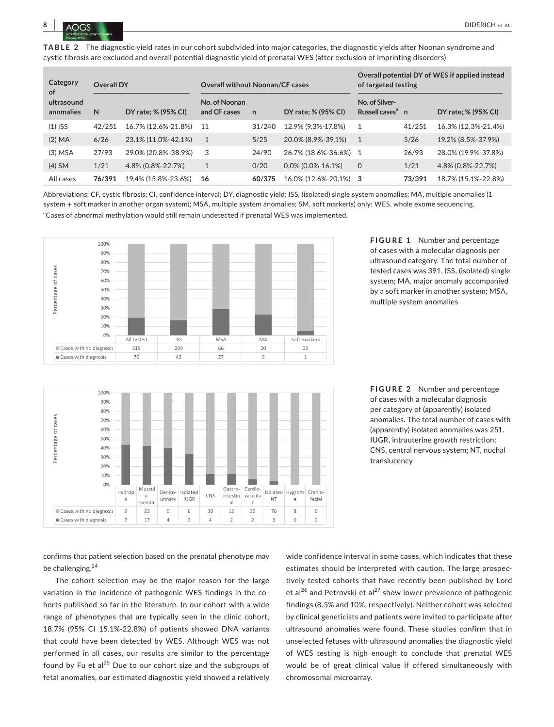**TABLE 2** The diagnostic yield rates in our cohort subdivided into major categories, the diagnostic yields after Noonan syndrome and cystic fibrosis are excluded and overall potential diagnostic yield of prenatal WES (after exclusion of imprinting disorders)

| Category of ultrasound anomalies | Overall DY | | Overall without Noonan/CF cases | | | Overall potential DY of WES if applied instead of targeted testing | | |
|---|---|---|---|---|---|---|---|---|
| | N | DY rate; % (95% CI) | No. of Noonan and CF cases | n | DY rate; % (95% CI) | No. of Silver-Russell cases[a] | n | DY rate; % (95% CI) |
| (1) ISS | 42/251 | 16.7% (12.6%-21.8%) | 11 | 31/240 | 12.9% (9.3%-17.8%) | 1 | 41/251 | 16.3% (12.3%-21.4%) |
| (2) MA | 6/26 | 23.1% (11.0%-42.1%) | 1 | 5/25 | 20.0% (8.9%-39.1%) | 1 | 5/26 | 19.2% (8.5%-37.9%) |
| (3) MSA | 27/93 | 29.0% (20.8%-38.9%) | 3 | 24/90 | 26.7% (18.6%-36.6%) | 1 | 26/93 | 28.0% (19.9%-37.8%) |
| (4) SM | 1/21 | 4.8% (0.8%-22.7%) | 1 | 0/20 | 0.0% (0.0%-16.1%) | 0 | 1/21 | 4.8% (0.8%-22.7%) |
| All cases | **76/391** | 19.4% (15.8%-23.6%) | **16** | **60/375** | 16.0% (12.6%-20.1%) | **3** | **73/391** | 18.7% (15.1%-22.8%) |

Abbreviations: CF, cystic fibrosis; CI, confidence interval; DY, diagnostic yield; ISS, (isolated) single system anomalies; MA, multiple anomalies (1 system + soft marker in another organ system); MSA, multiple system anomalies; SM, soft marker(s) only; WES, whole exome sequencing.

[a]Cases of abnormal methylation would still remain undetected if prenatal WES was implemented.

| | All tested | ISS | MSA | MA | Soft markers |
|---|---|---|---|---|---|
| Cases with no diagnosis | 315 | 209 | 66 | 20 | 20 |
| Cases with diagnosis | 76 | 42 | 27 | 6 | 1 |

**FIGURE 1** Number and percentage of cases with a molecular diagnosis per ultrasound category. The total number of tested cases was 391. ISS, (isolated) single system; MA, major anomaly accompanied by a soft marker in another system; MSA, multiple system anomalies

| | Hydrops | Musculo-skeletal | Genito-urinary | Isolated IUGR | CNS | Gastro-intestinal | Cardio-vascular | Isolated NT | Hygroma | Cranio-facial |
|---|---|---|---|---|---|---|---|---|---|---|
| Cases with no diagnosis | 9 | 23 | 6 | 6 | 30 | 15 | 30 | 76 | 8 | 6 |
| Cases with diagnosis | 7 | 17 | 4 | 3 | 4 | 2 | 2 | 3 | 0 | 0 |

**FIGURE 2** Number and percentage of cases with a molecular diagnosis per category of (apparently) isolated anomalies. The total number of cases with (apparently) isolated anomalies was 251. IUGR, intrauterine growth restriction; CNS, central nervous system; NT, nuchal translucency

confirms that patient selection based on the prenatal phenotype may be challenging.[24]

The cohort selection may be the major reason for the large variation in the incidence of pathogenic WES findings in the cohorts published so far in the literature. In our cohort with a wide range of phenotypes that are typically seen in the clinic cohort, 18.7% (95% CI 15.1%-22.8%) of patients showed DNA variants that could have been detected by WES. Although WES was not performed in all cases, our results are similar to the percentage found by Fu et al[25] Due to our cohort size and the subgroups of fetal anomalies, our estimated diagnostic yield showed a relatively wide confidence interval in some cases, which indicates that these estimates should be interpreted with caution. The large prospectively tested cohorts that have recently been published by Lord et al[26] and Petrovski et al[27] show lower prevalence of pathogenic findings (8.5% and 10%, respectively). Neither cohort was selected by clinical geneticists and patients were invited to participate after ultrasound anomalies were found. These studies confirm that in unselected fetuses with ultrasound anomalies the diagnostic yield of WES testing is high enough to conclude that prenatal WES would be of great clinical value if offered simultaneously with chromosomal microarray.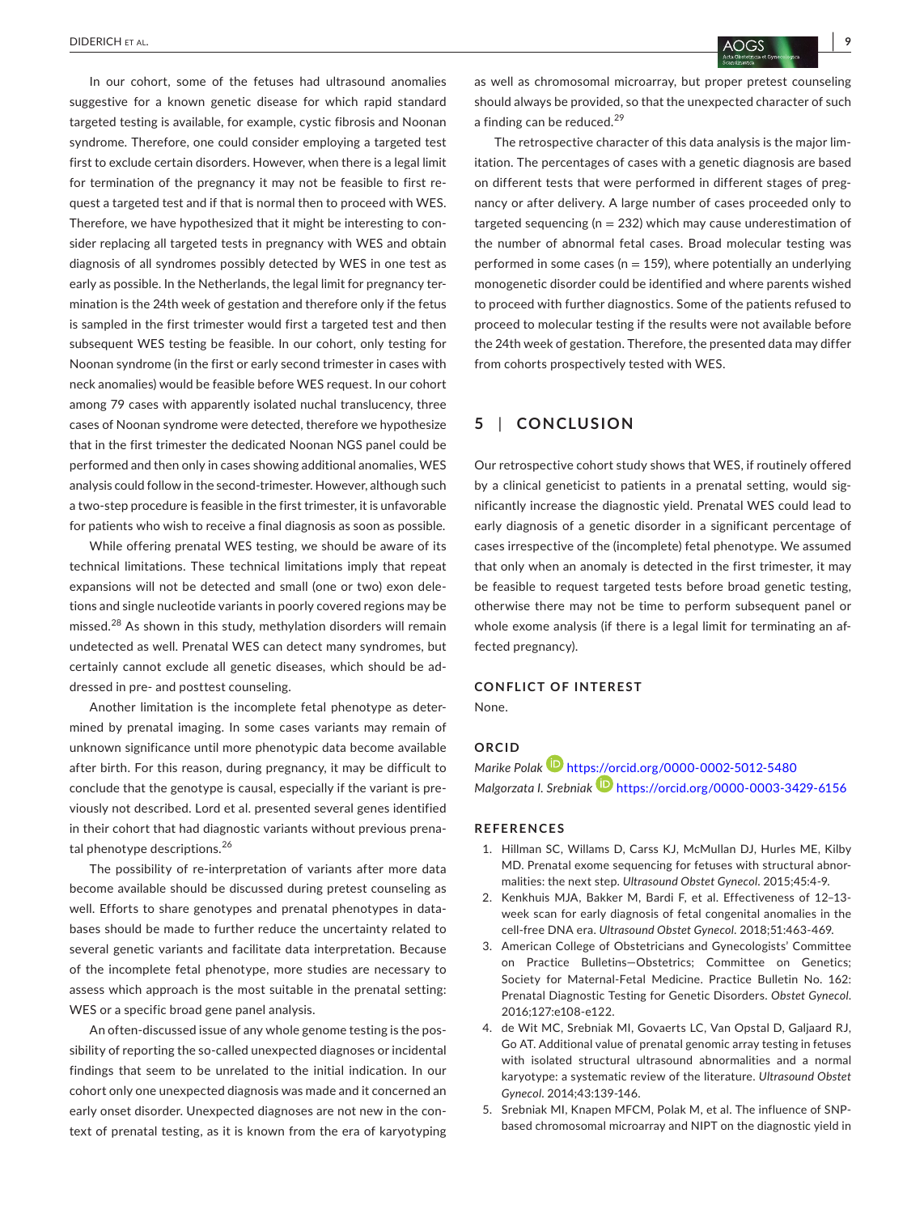In our cohort, some of the fetuses had ultrasound anomalies suggestive for a known genetic disease for which rapid standard targeted testing is available, for example, cystic fibrosis and Noonan syndrome. Therefore, one could consider employing a targeted test first to exclude certain disorders. However, when there is a legal limit for termination of the pregnancy it may not be feasible to first request a targeted test and if that is normal then to proceed with WES. Therefore, we have hypothesized that it might be interesting to consider replacing all targeted tests in pregnancy with WES and obtain diagnosis of all syndromes possibly detected by WES in one test as early as possible. In the Netherlands, the legal limit for pregnancy termination is the 24th week of gestation and therefore only if the fetus is sampled in the first trimester would first a targeted test and then subsequent WES testing be feasible. In our cohort, only testing for Noonan syndrome (in the first or early second trimester in cases with neck anomalies) would be feasible before WES request. In our cohort among 79 cases with apparently isolated nuchal translucency, three cases of Noonan syndrome were detected, therefore we hypothesize that in the first trimester the dedicated Noonan NGS panel could be performed and then only in cases showing additional anomalies, WES analysis could follow in the second-trimester. However, although such a two-step procedure is feasible in the first trimester, it is unfavorable for patients who wish to receive a final diagnosis as soon as possible.

While offering prenatal WES testing, we should be aware of its technical limitations. These technical limitations imply that repeat expansions will not be detected and small (one or two) exon deletions and single nucleotide variants in poorly covered regions may be missed.[28] As shown in this study, methylation disorders will remain undetected as well. Prenatal WES can detect many syndromes, but certainly cannot exclude all genetic diseases, which should be addressed in pre- and posttest counseling.

Another limitation is the incomplete fetal phenotype as determined by prenatal imaging. In some cases variants may remain of unknown significance until more phenotypic data become available after birth. For this reason, during pregnancy, it may be difficult to conclude that the genotype is causal, especially if the variant is previously not described. Lord et al. presented several genes identified in their cohort that had diagnostic variants without previous prenatal phenotype descriptions.[26]

The possibility of re-interpretation of variants after more data become available should be discussed during pretest counseling as well. Efforts to share genotypes and prenatal phenotypes in databases should be made to further reduce the uncertainty related to several genetic variants and facilitate data interpretation. Because of the incomplete fetal phenotype, more studies are necessary to assess which approach is the most suitable in the prenatal setting: WES or a specific broad gene panel analysis.

An often-discussed issue of any whole genome testing is the possibility of reporting the so-called unexpected diagnoses or incidental findings that seem to be unrelated to the initial indication. In our cohort only one unexpected diagnosis was made and it concerned an early onset disorder. Unexpected diagnoses are not new in the context of prenatal testing, as it is known from the era of karyotyping as well as chromosomal microarray, but proper pretest counseling should always be provided, so that the unexpected character of such a finding can be reduced.[29]

The retrospective character of this data analysis is the major limitation. The percentages of cases with a genetic diagnosis are based on different tests that were performed in different stages of pregnancy or after delivery. A large number of cases proceeded only to targeted sequencing (n = 232) which may cause underestimation of the number of abnormal fetal cases. Broad molecular testing was performed in some cases (n = 159), where potentially an underlying monogenetic disorder could be identified and where parents wished to proceed with further diagnostics. Some of the patients refused to proceed to molecular testing if the results were not available before the 24th week of gestation. Therefore, the presented data may differ from cohorts prospectively tested with WES.

## 5 | CONCLUSION

Our retrospective cohort study shows that WES, if routinely offered by a clinical geneticist to patients in a prenatal setting, would significantly increase the diagnostic yield. Prenatal WES could lead to early diagnosis of a genetic disorder in a significant percentage of cases irrespective of the (incomplete) fetal phenotype. We assumed that only when an anomaly is detected in the first trimester, it may be feasible to request targeted tests before broad genetic testing, otherwise there may not be time to perform subsequent panel or whole exome analysis (if there is a legal limit for terminating an affected pregnancy).

### CONFLICT OF INTEREST

None.

### ORCID

*Marike Polak* https://orcid.org/0000-0002-5012-5480
*Malgorzata I. Srebniak* https://orcid.org/0000-0003-3429-6156

### REFERENCES

1. Hillman SC, Willams D, Carss KJ, McMullan DJ, Hurles ME, Kilby MD. Prenatal exome sequencing for fetuses with structural abnormalities: the next step. *Ultrasound Obstet Gynecol*. 2015;45:4-9.
2. Kenkhuis MJA, Bakker M, Bardi F, et al. Effectiveness of 12–13-week scan for early diagnosis of fetal congenital anomalies in the cell-free DNA era. *Ultrasound Obstet Gynecol*. 2018;51:463-469.
3. American College of Obstetricians and Gynecologists' Committee on Practice Bulletins—Obstetrics; Committee on Genetics; Society for Maternal-Fetal Medicine. Practice Bulletin No. 162: Prenatal Diagnostic Testing for Genetic Disorders. *Obstet Gynecol*. 2016;127:e108-e122.
4. de Wit MC, Srebniak MI, Govaerts LC, Van Opstal D, Galjaard RJ, Go AT. Additional value of prenatal genomic array testing in fetuses with isolated structural ultrasound abnormalities and a normal karyotype: a systematic review of the literature. *Ultrasound Obstet Gynecol*. 2014;43:139-146.
5. Srebniak MI, Knapen MFCM, Polak M, et al. The influence of SNP-based chromosomal microarray and NIPT on the diagnostic yield in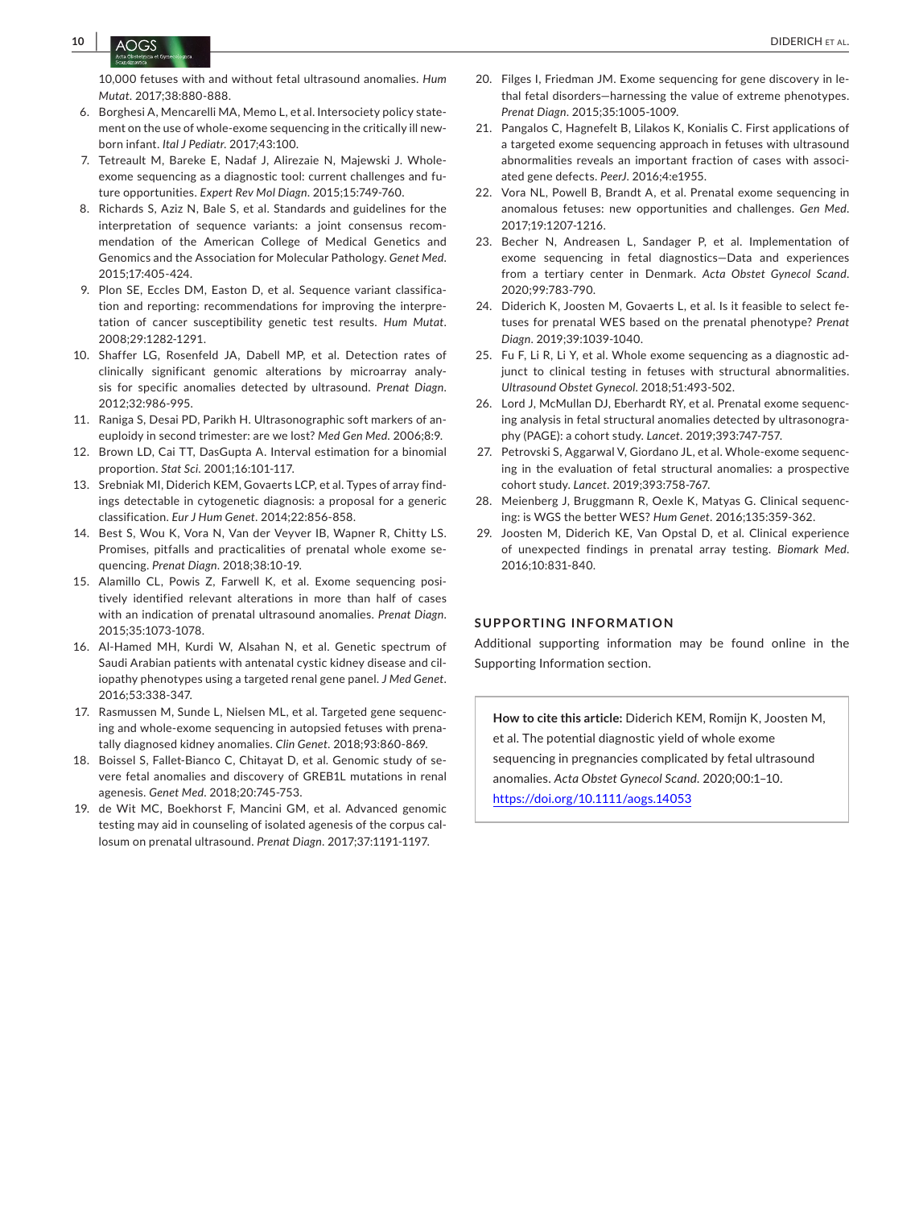10,000 fetuses with and without fetal ultrasound anomalies. *Hum Mutat*. 2017;38:880-888.

6. Borghesi A, Mencarelli MA, Memo L, et al. Intersociety policy statement on the use of whole-exome sequencing in the critically ill newborn infant. *Ital J Pediatr*. 2017;43:100.
7. Tetreault M, Bareke E, Nadaf J, Alirezaie N, Majewski J. Whole-exome sequencing as a diagnostic tool: current challenges and future opportunities. *Expert Rev Mol Diagn*. 2015;15:749-760.
8. Richards S, Aziz N, Bale S, et al. Standards and guidelines for the interpretation of sequence variants: a joint consensus recommendation of the American College of Medical Genetics and Genomics and the Association for Molecular Pathology. *Genet Med*. 2015;17:405-424.
9. Plon SE, Eccles DM, Easton D, et al. Sequence variant classification and reporting: recommendations for improving the interpretation of cancer susceptibility genetic test results. *Hum Mutat*. 2008;29:1282-1291.
10. Shaffer LG, Rosenfeld JA, Dabell MP, et al. Detection rates of clinically significant genomic alterations by microarray analysis for specific anomalies detected by ultrasound. *Prenat Diagn*. 2012;32:986-995.
11. Raniga S, Desai PD, Parikh H. Ultrasonographic soft markers of aneuploidy in second trimester: are we lost? *Med Gen Med*. 2006;8:9.
12. Brown LD, Cai TT, DasGupta A. Interval estimation for a binomial proportion. *Stat Sci*. 2001;16:101-117.
13. Srebniak MI, Diderich KEM, Govaerts LCP, et al. Types of array findings detectable in cytogenetic diagnosis: a proposal for a generic classification. *Eur J Hum Genet*. 2014;22:856-858.
14. Best S, Wou K, Vora N, Van der Veyver IB, Wapner R, Chitty LS. Promises, pitfalls and practicalities of prenatal whole exome sequencing. *Prenat Diagn*. 2018;38:10-19.
15. Alamillo CL, Powis Z, Farwell K, et al. Exome sequencing positively identified relevant alterations in more than half of cases with an indication of prenatal ultrasound anomalies. *Prenat Diagn*. 2015;35:1073-1078.
16. Al-Hamed MH, Kurdi W, Alsahan N, et al. Genetic spectrum of Saudi Arabian patients with antenatal cystic kidney disease and ciliopathy phenotypes using a targeted renal gene panel. *J Med Genet*. 2016;53:338-347.
17. Rasmussen M, Sunde L, Nielsen ML, et al. Targeted gene sequencing and whole-exome sequencing in autopsied fetuses with prenatally diagnosed kidney anomalies. *Clin Genet*. 2018;93:860-869.
18. Boissel S, Fallet-Bianco C, Chitayat D, et al. Genomic study of severe fetal anomalies and discovery of GREB1L mutations in renal agenesis. *Genet Med*. 2018;20:745-753.
19. de Wit MC, Boekhorst F, Mancini GM, et al. Advanced genomic testing may aid in counseling of isolated agenesis of the corpus callosum on prenatal ultrasound. *Prenat Diagn*. 2017;37:1191-1197.
20. Filges I, Friedman JM. Exome sequencing for gene discovery in lethal fetal disorders—harnessing the value of extreme phenotypes. *Prenat Diagn*. 2015;35:1005-1009.
21. Pangalos C, Hagnefelt B, Lilakos K, Konialis C. First applications of a targeted exome sequencing approach in fetuses with ultrasound abnormalities reveals an important fraction of cases with associated gene defects. *PeerJ*. 2016;4:e1955.
22. Vora NL, Powell B, Brandt A, et al. Prenatal exome sequencing in anomalous fetuses: new opportunities and challenges. *Gen Med*. 2017;19:1207-1216.
23. Becher N, Andreasen L, Sandager P, et al. Implementation of exome sequencing in fetal diagnostics—Data and experiences from a tertiary center in Denmark. *Acta Obstet Gynecol Scand*. 2020;99:783-790.
24. Diderich K, Joosten M, Govaerts L, et al. Is it feasible to select fetuses for prenatal WES based on the prenatal phenotype? *Prenat Diagn*. 2019;39:1039-1040.
25. Fu F, Li R, Li Y, et al. Whole exome sequencing as a diagnostic adjunct to clinical testing in fetuses with structural abnormalities. *Ultrasound Obstet Gynecol*. 2018;51:493-502.
26. Lord J, McMullan DJ, Eberhardt RY, et al. Prenatal exome sequencing analysis in fetal structural anomalies detected by ultrasonography (PAGE): a cohort study. *Lancet*. 2019;393:747-757.
27. Petrovski S, Aggarwal V, Giordano JL, et al. Whole-exome sequencing in the evaluation of fetal structural anomalies: a prospective cohort study. *Lancet*. 2019;393:758-767.
28. Meienberg J, Bruggmann R, Oexle K, Matyas G. Clinical sequencing: is WGS the better WES? *Hum Genet*. 2016;135:359-362.
29. Joosten M, Diderich KE, Van Opstal D, et al. Clinical experience of unexpected findings in prenatal array testing. *Biomark Med*. 2016;10:831-840.

## SUPPORTING INFORMATION

Additional supporting information may be found online in the Supporting Information section.

**How to cite this article:** Diderich KEM, Romijn K, Joosten M, et al. The potential diagnostic yield of whole exome sequencing in pregnancies complicated by fetal ultrasound anomalies. *Acta Obstet Gynecol Scand*. 2020;00:1–10. https://doi.org/10.1111/aogs.14053